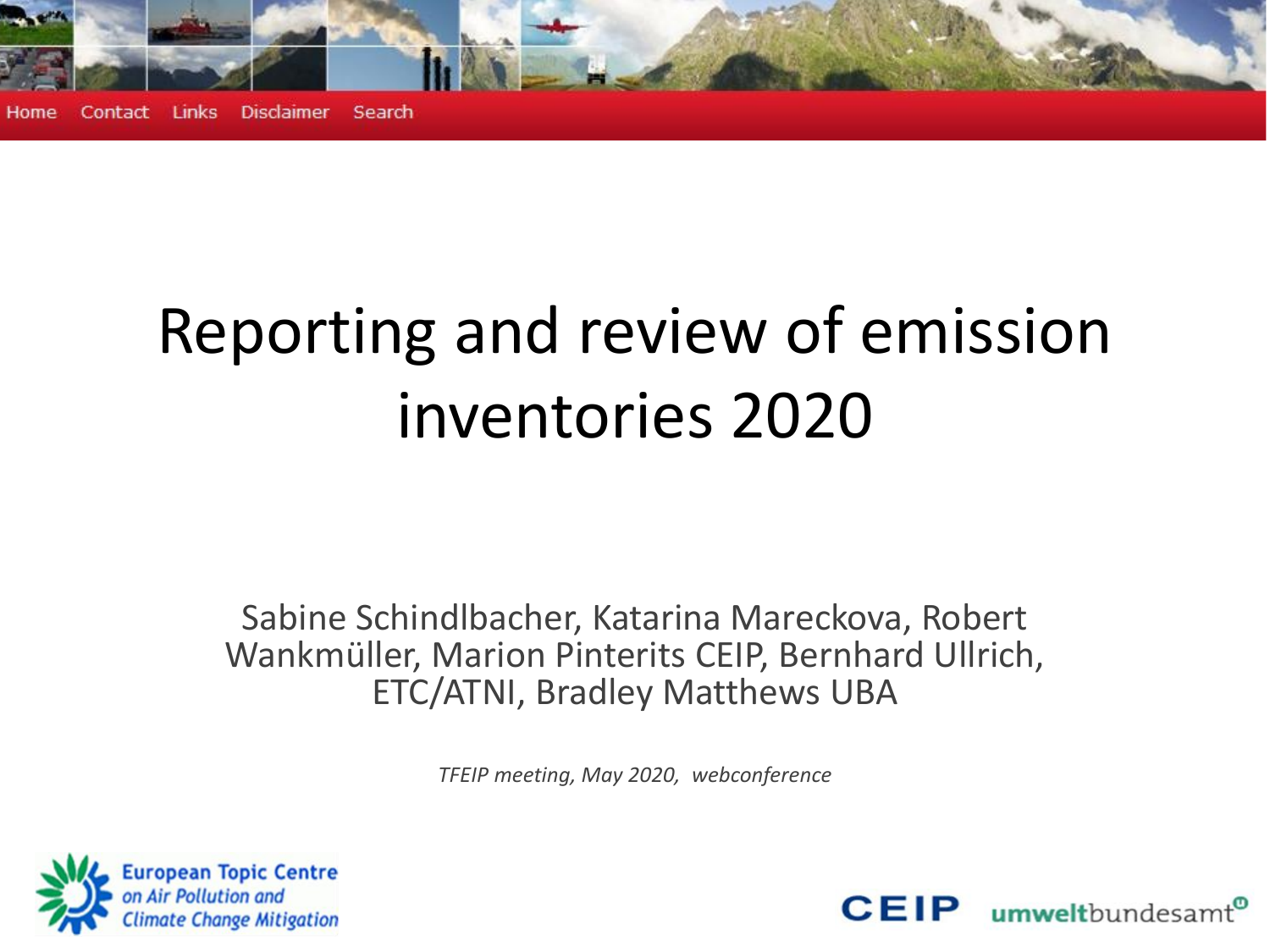Home Contact Links Disclaimer Search

# Reporting and review of emission inventories 2020

Sabine Schindlbacher, Katarina Mareckova, Robert Wankmüller, Marion Pinterits CEIP, Bernhard Ullrich, ETC/ATNI, Bradley Matthews UBA

*TFEIP meeting, May 2020, webconference*

European Topic Centre on Air Pollution and Climate Change Mitigation

CEIP umweltbundesamt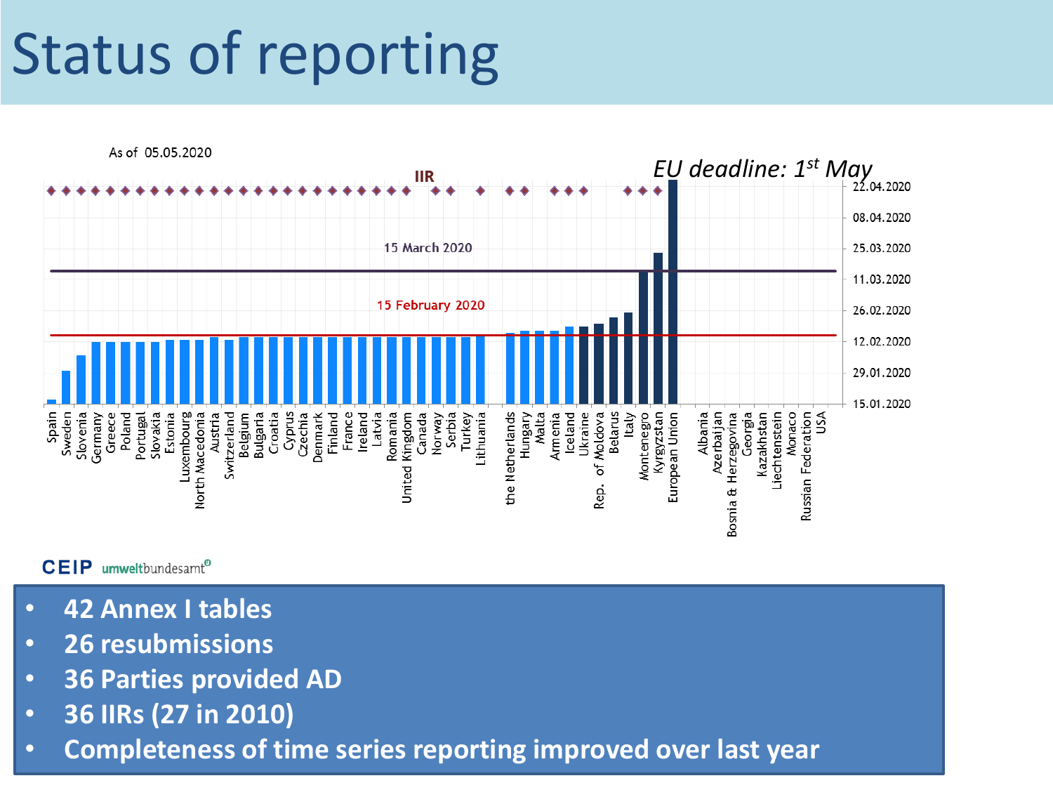# Status of reporting

As of 05.05.2020

EU deadline: 1st May

IIR

15 March 2020

15 February 2020

22.04.2020
08.04.2020
25.03.2020
11.03.2020
26.02.2020
12.02.2020
29.01.2020
15.01.2020

Spain, Sweden, Slovenia, Germany, Greece, Poland, Portugal, Slovakia, Estonia, Luxembourg, North Macedonia, Austria, Switzerland, Belgium, Bulgaria, Croatia, Cyprus, Czechia, Denmark, Finland, France, Ireland, Latvia, Romania, United Kingdom, Canada, Norway, Serbia, Turkey, Lithuania, the Netherlands, Hungary, Malta, Armenia, Iceland, Ukraine, Rep. of Moldova, Belarus, Italy, Montenegro, Kyrgyzstan, European Union, Albania, Azerbaijan, Bosnia & Herzegovina, Georgia, Kazakhstan, Liechtenstein, Monaco, Russian Federation, USA

CEIP umweltbundesamt

- **42 Annex I tables**
- **26 resubmissions**
- **36 Parties provided AD**
- **36 IIRs (27 in 2010)**
- **Completeness of time series reporting improved over last year**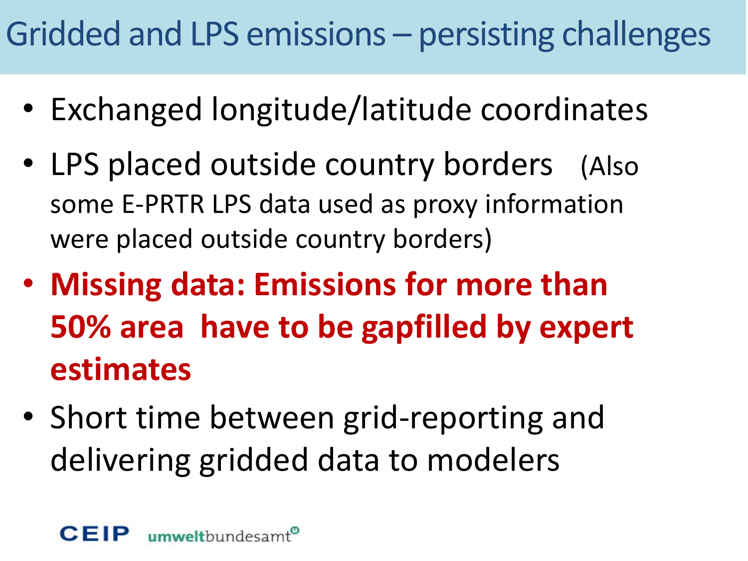# Gridded and LPS emissions – persisting challenges

- Exchanged longitude/latitude coordinates
- LPS placed outside country borders (Also some E-PRTR LPS data used as proxy information were placed outside country borders)
- **Missing data: Emissions for more than 50% area have to be gapfilled by expert estimates**
- Short time between grid-reporting and delivering gridded data to modelers

CEIP umweltbundesamt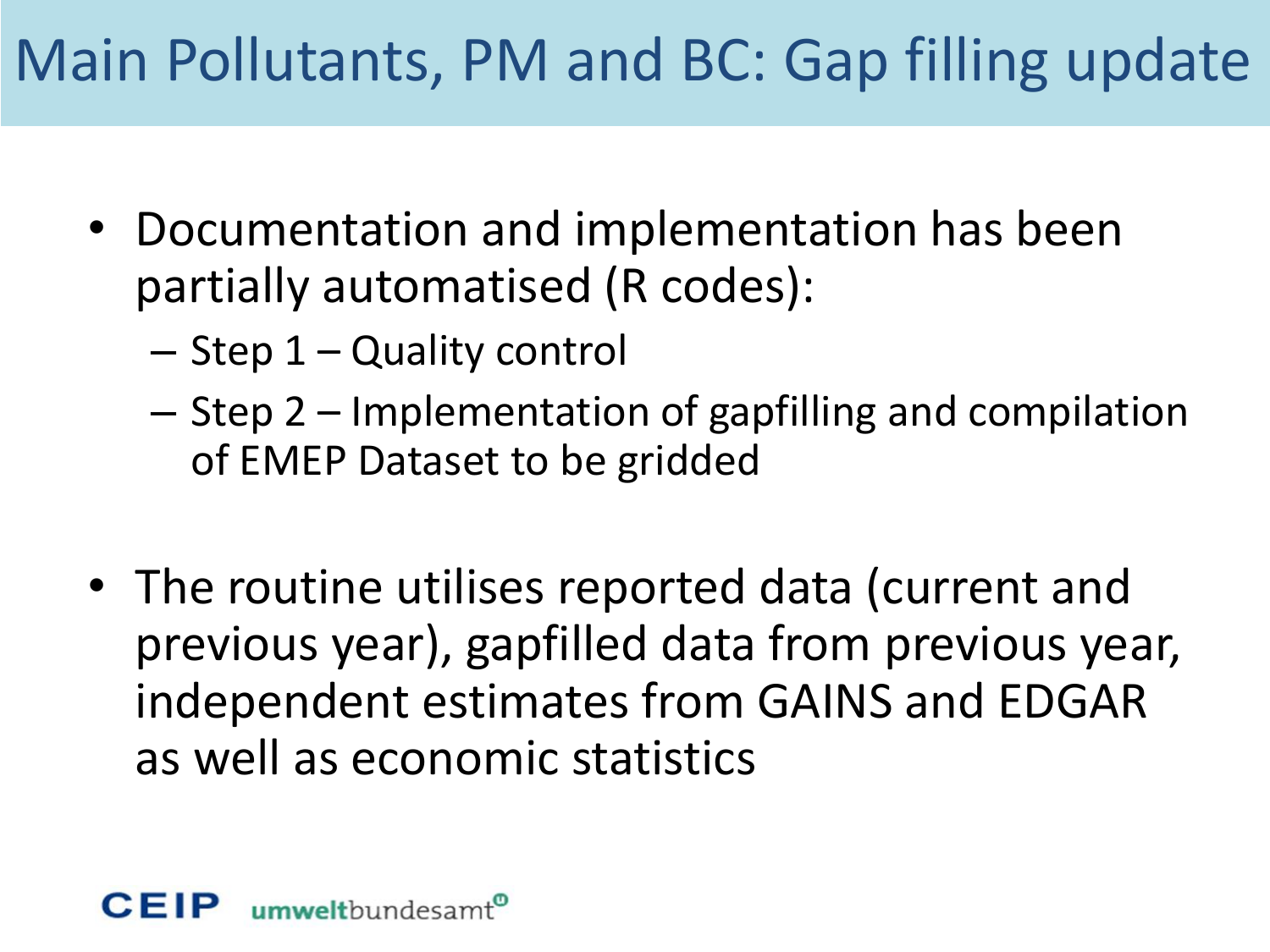# Main Pollutants, PM and BC: Gap filling update

- Documentation and implementation has been partially automatised (R codes):
  - Step 1 – Quality control
  - Step 2 – Implementation of gapfilling and compilation of EMEP Dataset to be gridded
- The routine utilises reported data (current and previous year), gapfilled data from previous year, independent estimates from GAINS and EDGAR as well as economic statistics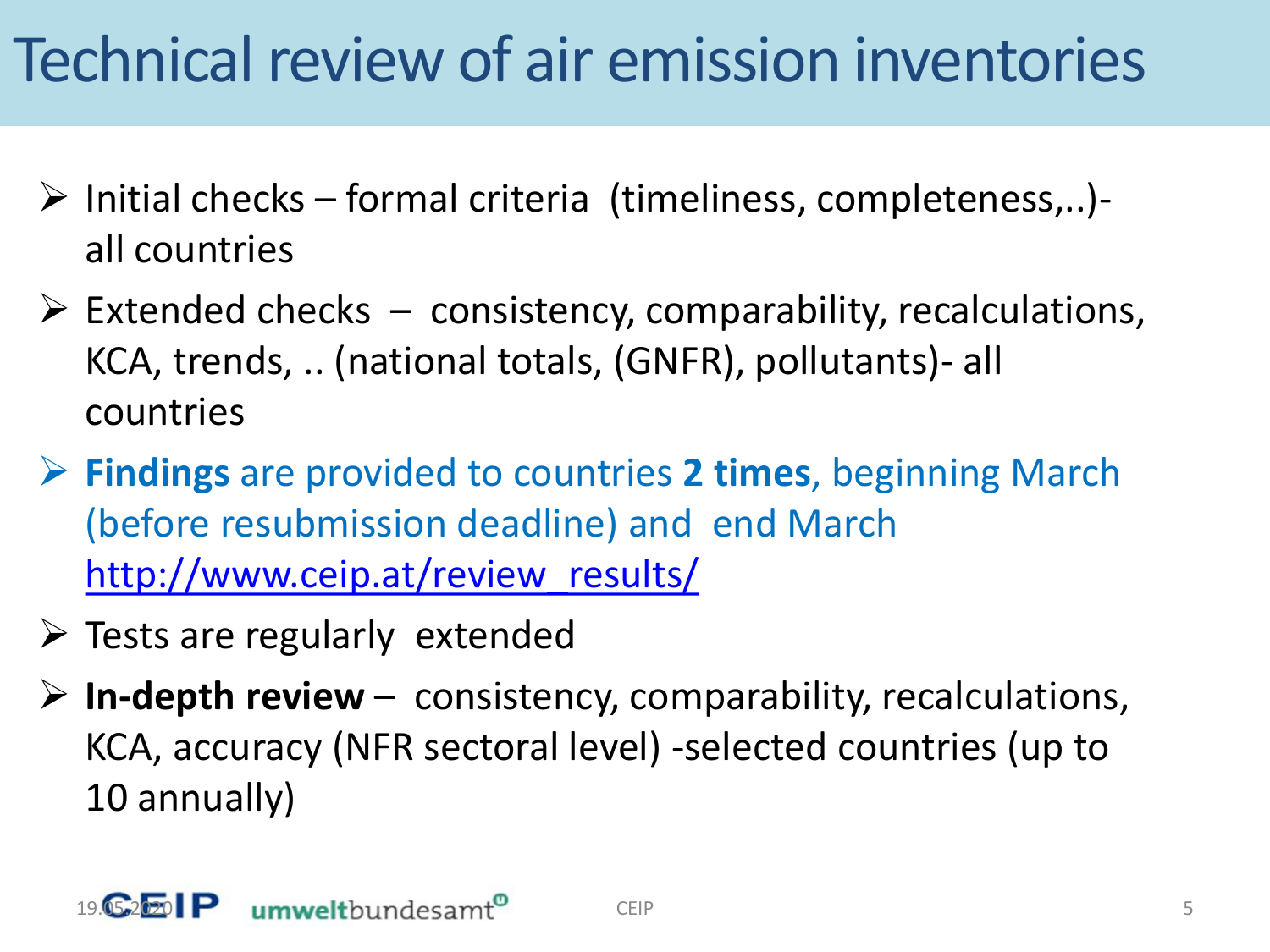# Technical review of air emission inventories

- Initial checks – formal criteria (timeliness, completeness,..)- all countries
- Extended checks – consistency, comparability, recalculations, KCA, trends, .. (national totals, (GNFR), pollutants)- all countries
- **Findings** are provided to countries **2 times**, beginning March (before resubmission deadline) and end March http://www.ceip.at/review_results/
- Tests are regularly extended
- **In-depth review** – consistency, comparability, recalculations, KCA, accuracy (NFR sectoral level) -selected countries (up to 10 annually)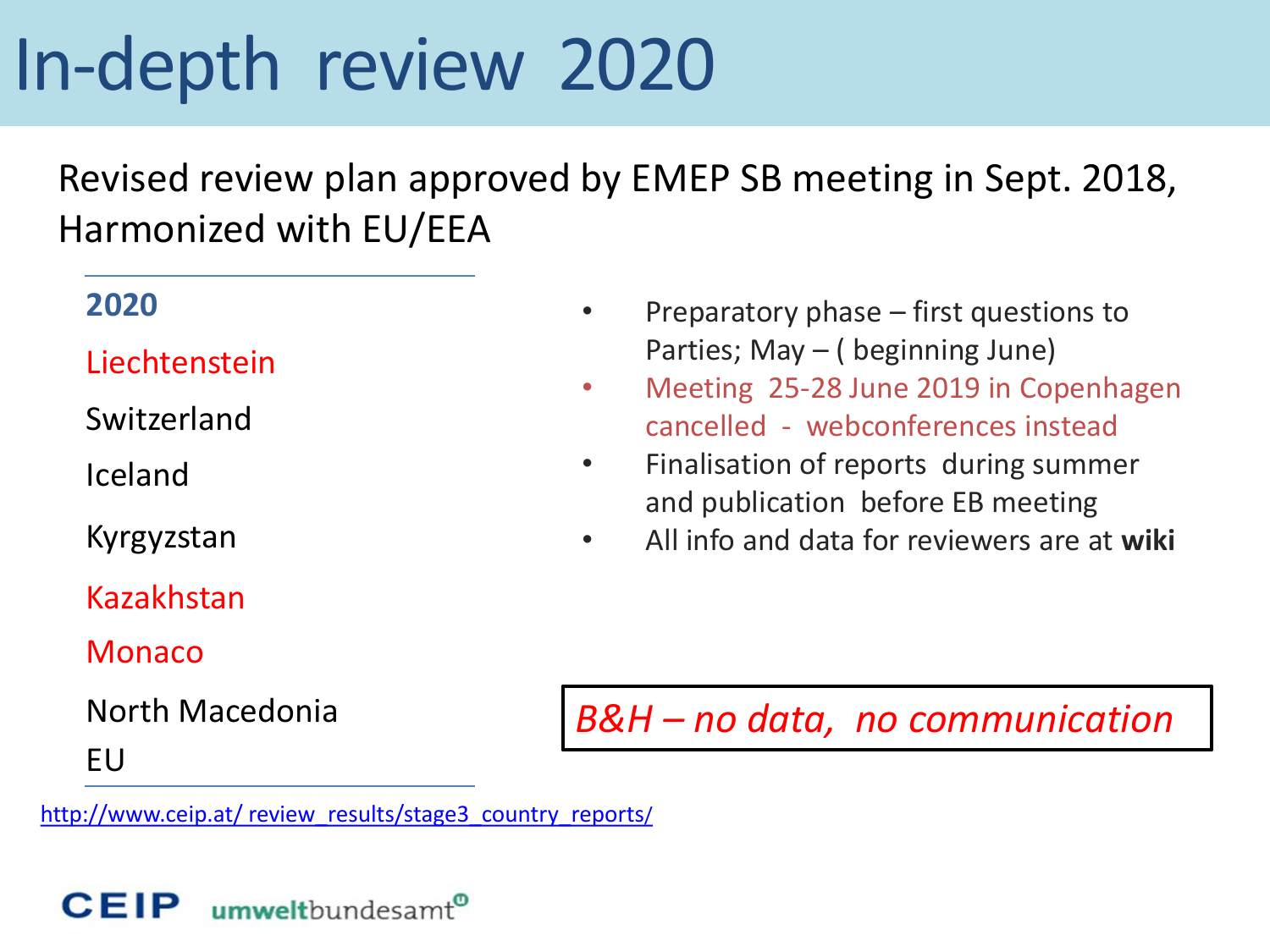# In-depth review 2020

Revised review plan approved by EMEP SB meeting in Sept. 2018, Harmonized with EU/EEA

**2020**

Liechtenstein

Switzerland

Iceland

Kyrgyzstan

Kazakhstan

Monaco

North Macedonia

EU

http://www.ceip.at/ review_results/stage3_country_reports/

- Preparatory phase – first questions to Parties; May – ( beginning June)
- Meeting 25-28 June 2019 in Copenhagen cancelled - webconferences instead
- Finalisation of reports during summer and publication before EB meeting
- All info and data for reviewers are at **wiki**

*B&H – no data, no communication*

CEIP umweltbundesamt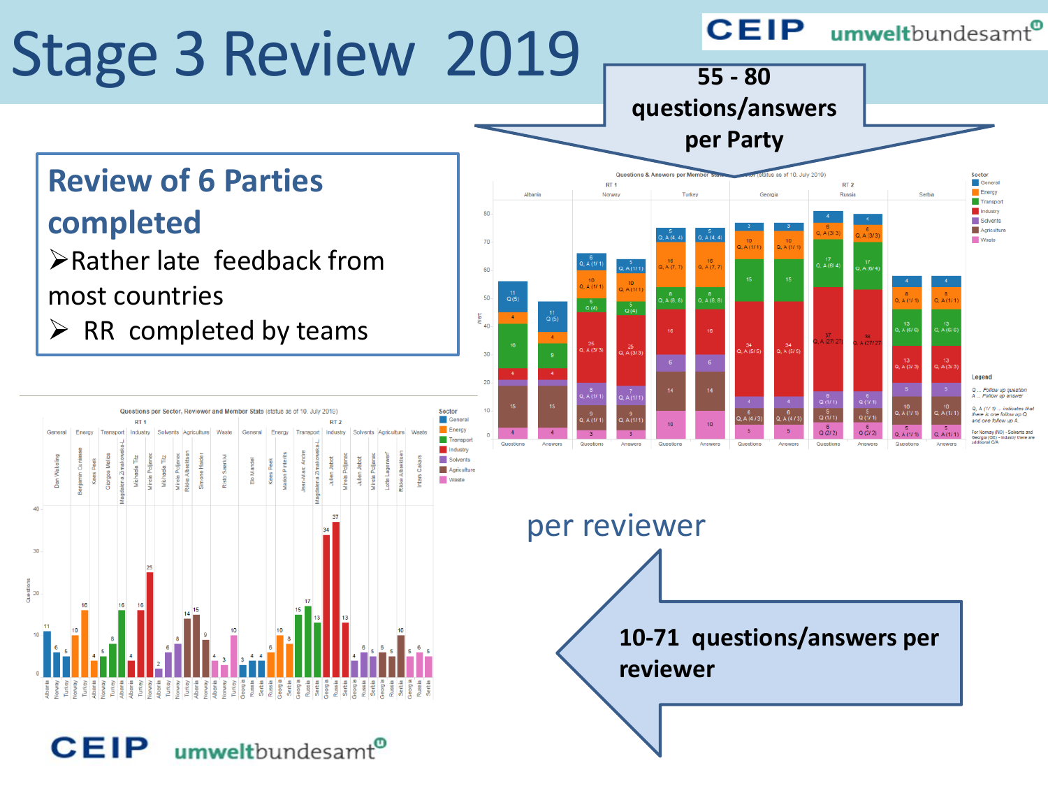# Stage 3 Review 2019

55 - 80 questions/answers per Party

## Review of 6 Parties completed

- Rather late feedback from most countries
- RR completed by teams

per reviewer

10-71 questions/answers per reviewer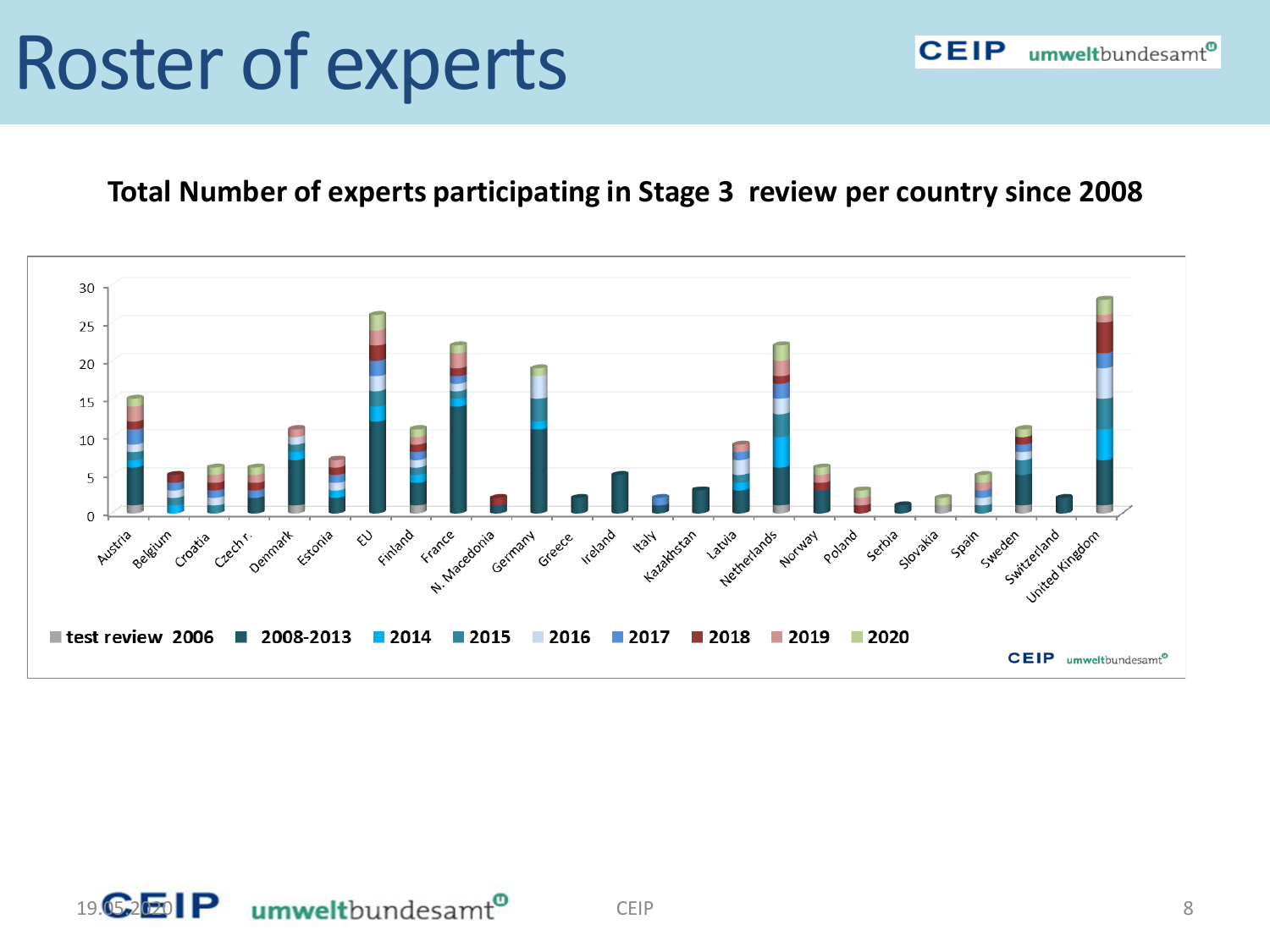# Roster of experts

**Total Number of experts participating in Stage 3 review per country since 2008**

Legend: test review 2006, 2008-2013, 2014, 2015, 2016, 2017, 2018, 2019, 2020

Countries: Austria, Belgium, Croatia, Czech r., Denmark, Estonia, EU, Finland, France, N. Macedonia, Germany, Greece, Ireland, Italy, Kazakhstan, Latvia, Netherlands, Norway, Poland, Serbia, Slovakia, Spain, Sweden, Switzerland, United Kingdom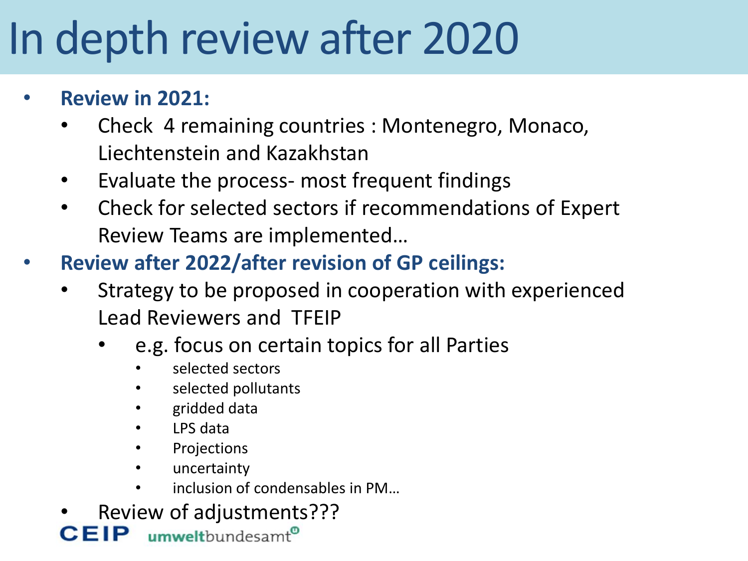# In depth review after 2020

- **Review in 2021:**
  - Check 4 remaining countries : Montenegro, Monaco, Liechtenstein and Kazakhstan
  - Evaluate the process- most frequent findings
  - Check for selected sectors if recommendations of Expert Review Teams are implemented…
- **Review after 2022/after revision of GP ceilings:**
  - Strategy to be proposed in cooperation with experienced Lead Reviewers and TFEIP
    - e.g. focus on certain topics for all Parties
      - selected sectors
      - selected pollutants
      - gridded data
      - LPS data
      - Projections
      - uncertainty
      - inclusion of condensables in PM…
  - Review of adjustments???

CEIP umweltbundesamt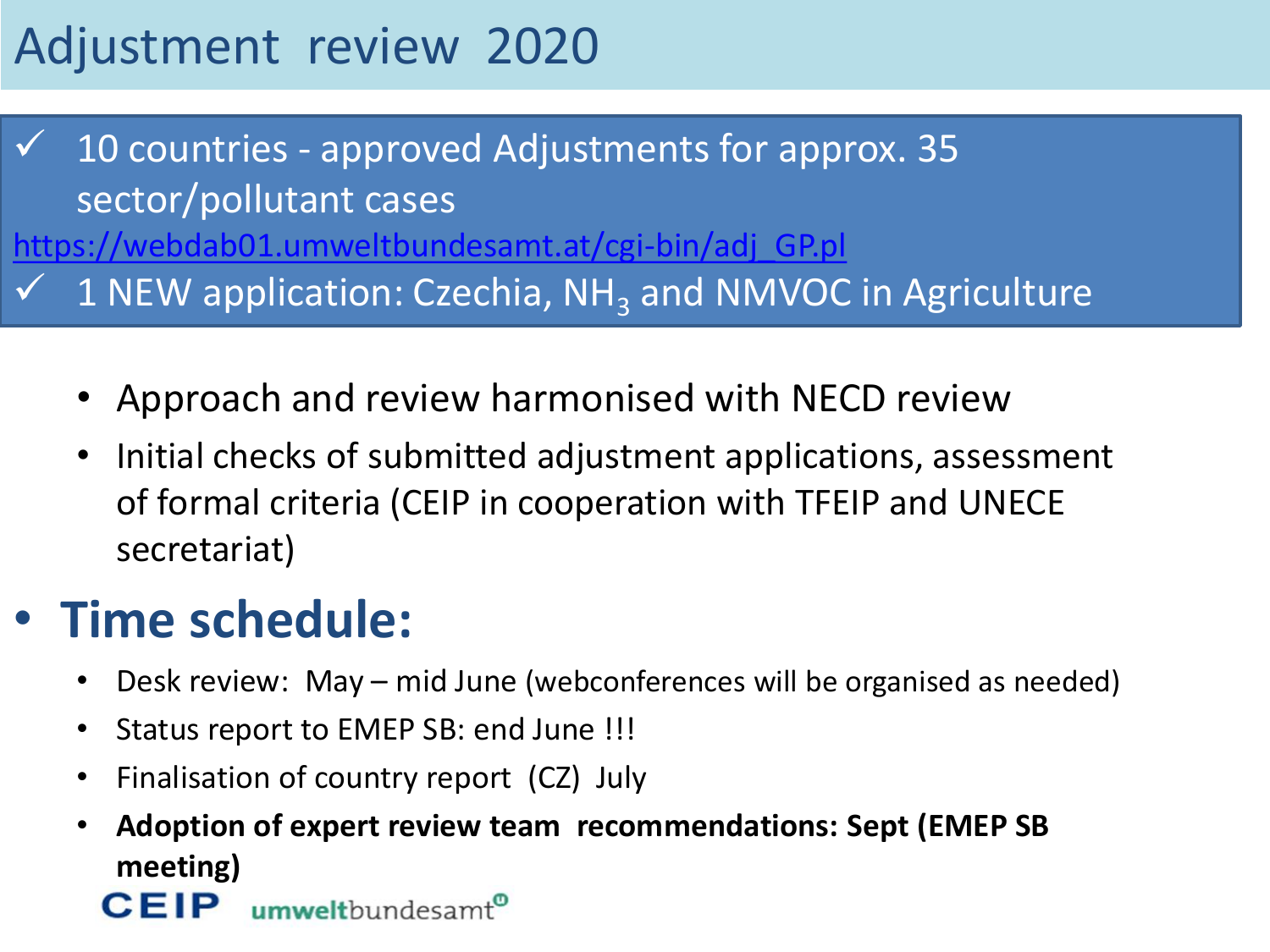# Adjustment review 2020

- ✓ 10 countries - approved Adjustments for approx. 35 sector/pollutant cases

https://webdab01.umweltbundesamt.at/cgi-bin/adj_GP.pl

- ✓ 1 NEW application: Czechia, $NH_3$ and NMVOC in Agriculture

- Approach and review harmonised with NECD review
- Initial checks of submitted adjustment applications, assessment of formal criteria (CEIP in cooperation with TFEIP and UNECE secretariat)

## Time schedule:

- Desk review: May – mid June (webconferences will be organised as needed)
- Status report to EMEP SB: end June !!!
- Finalisation of country report (CZ) July
- **Adoption of expert review team recommendations: Sept (EMEP SB meeting)**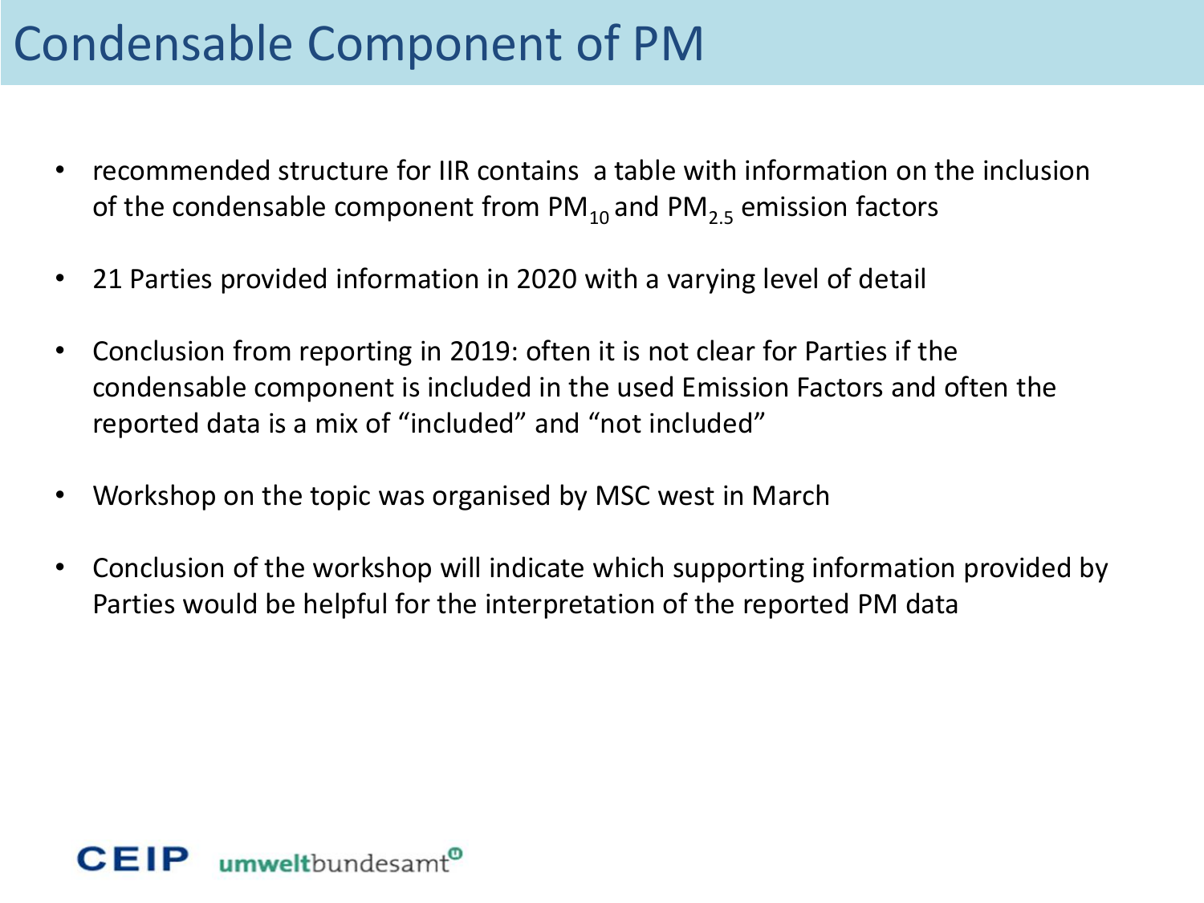# Condensable Component of PM

- recommended structure for IIR contains a table with information on the inclusion of the condensable component from $PM_{10}$ and $PM_{2.5}$ emission factors
- 21 Parties provided information in 2020 with a varying level of detail
- Conclusion from reporting in 2019: often it is not clear for Parties if the condensable component is included in the used Emission Factors and often the reported data is a mix of "included" and "not included"
- Workshop on the topic was organised by MSC west in March
- Conclusion of the workshop will indicate which supporting information provided by Parties would be helpful for the interpretation of the reported PM data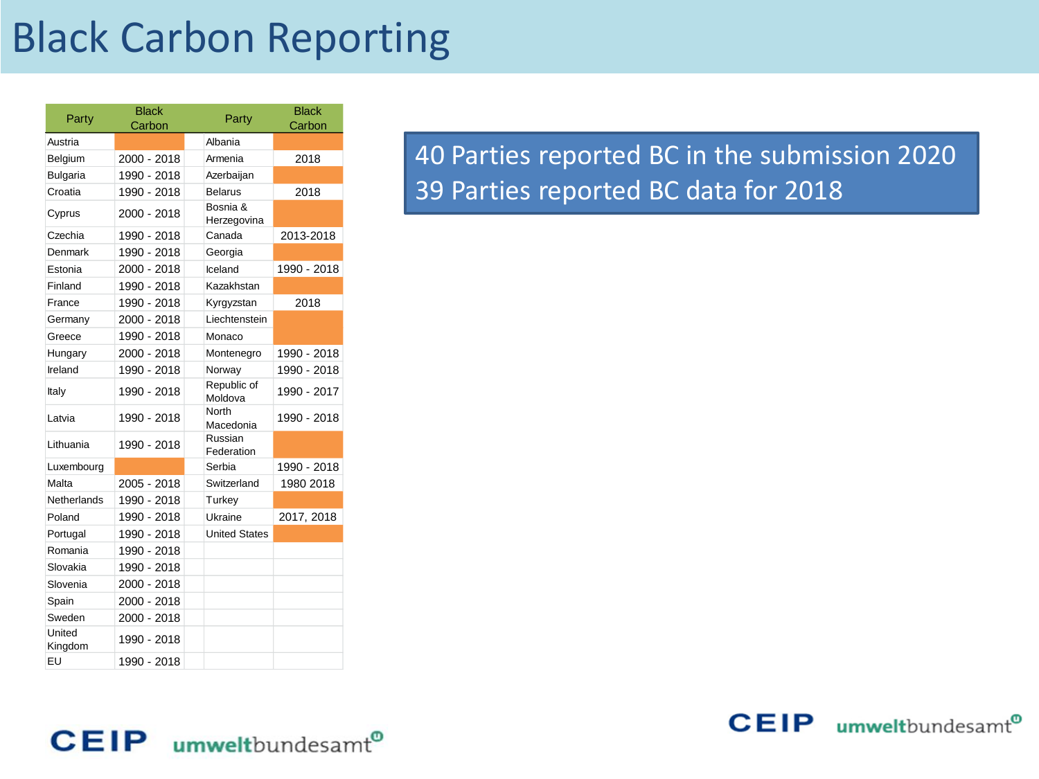# Black Carbon Reporting

| Party | Black Carbon | Party | Black Carbon |
|---|---|---|---|
| Austria | | Albania | |
| Belgium | 2000 - 2018 | Armenia | 2018 |
| Bulgaria | 1990 - 2018 | Azerbaijan | |
| Croatia | 1990 - 2018 | Belarus | 2018 |
| Cyprus | 2000 - 2018 | Bosnia & Herzegovina | |
| Czechia | 1990 - 2018 | Canada | 2013-2018 |
| Denmark | 1990 - 2018 | Georgia | |
| Estonia | 2000 - 2018 | Iceland | 1990 - 2018 |
| Finland | 1990 - 2018 | Kazakhstan | |
| France | 1990 - 2018 | Kyrgyzstan | 2018 |
| Germany | 2000 - 2018 | Liechtenstein | |
| Greece | 1990 - 2018 | Monaco | |
| Hungary | 2000 - 2018 | Montenegro | 1990 - 2018 |
| Ireland | 1990 - 2018 | Norway | 1990 - 2018 |
| Italy | 1990 - 2018 | Republic of Moldova | 1990 - 2017 |
| Latvia | 1990 - 2018 | North Macedonia | 1990 - 2018 |
| Lithuania | 1990 - 2018 | Russian Federation | |
| Luxembourg | | Serbia | 1990 - 2018 |
| Malta | 2005 - 2018 | Switzerland | 1980 2018 |
| Netherlands | 1990 - 2018 | Turkey | |
| Poland | 1990 - 2018 | Ukraine | 2017, 2018 |
| Portugal | 1990 - 2018 | United States | |
| Romania | 1990 - 2018 | | |
| Slovakia | 1990 - 2018 | | |
| Slovenia | 2000 - 2018 | | |
| Spain | 2000 - 2018 | | |
| Sweden | 2000 - 2018 | | |
| United Kingdom | 1990 - 2018 | | |
| EU | 1990 - 2018 | | |

40 Parties reported BC in the submission 2020

39 Parties reported BC data for 2018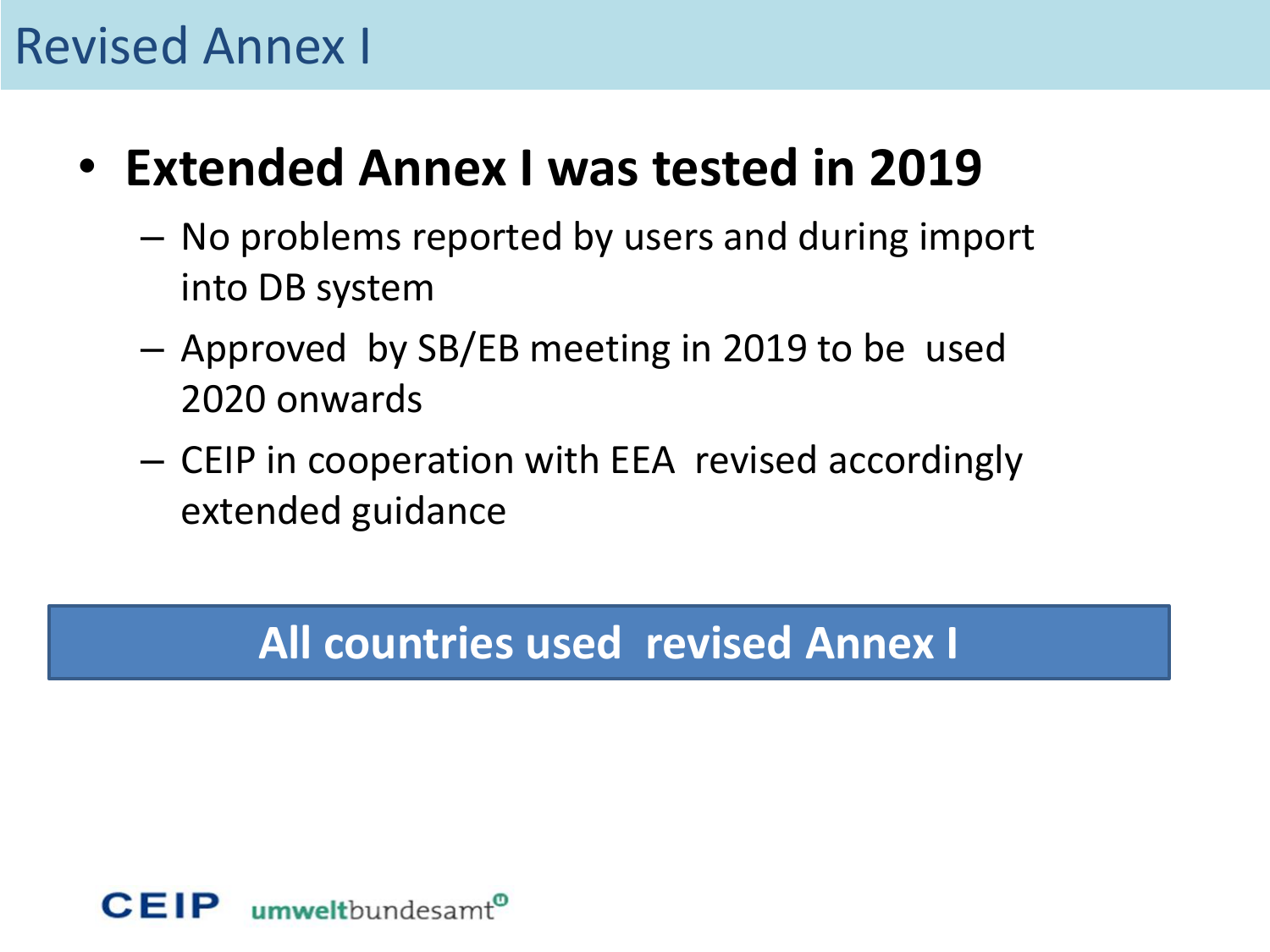# Revised Annex I

- **Extended Annex I was tested in 2019**
  - No problems reported by users and during import into DB system
  - Approved by SB/EB meeting in 2019 to be used 2020 onwards
  - CEIP in cooperation with EEA revised accordingly extended guidance

**All countries used revised Annex I**

CEIP umweltbundesamt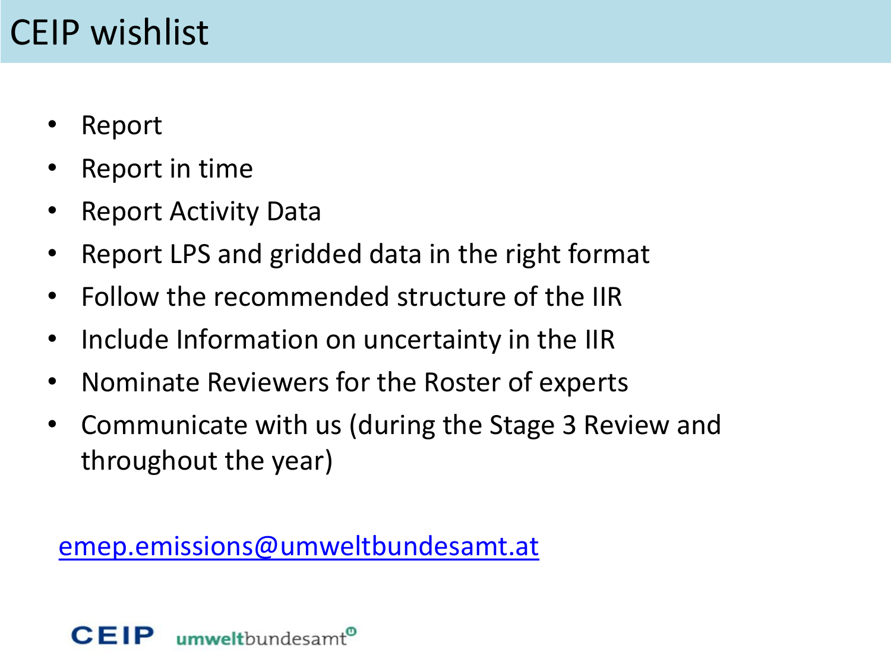# CEIP wishlist

- Report
- Report in time
- Report Activity Data
- Report LPS and gridded data in the right format
- Follow the recommended structure of the IIR
- Include Information on uncertainty in the IIR
- Nominate Reviewers for the Roster of experts
- Communicate with us (during the Stage 3 Review and throughout the year)

emep.emissions@umweltbundesamt.at

CEIP umweltbundesamt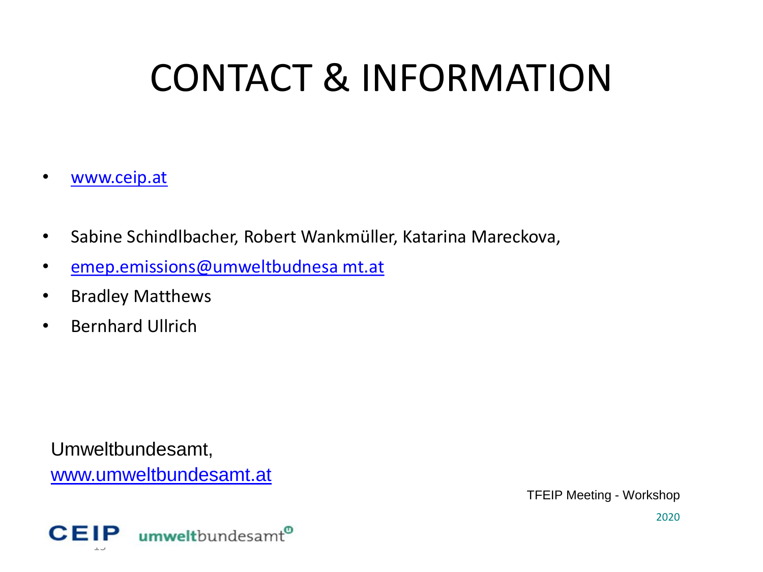# CONTACT & INFORMATION

- www.ceip.at
- Sabine Schindlbacher, Robert Wankmüller, Katarina Mareckova,
- emep.emissions@umweltbudnesa mt.at
- Bradley Matthews
- Bernhard Ullrich

Umweltbundesamt,
www.umweltbundesamt.at

TFEIP Meeting - Workshop

2020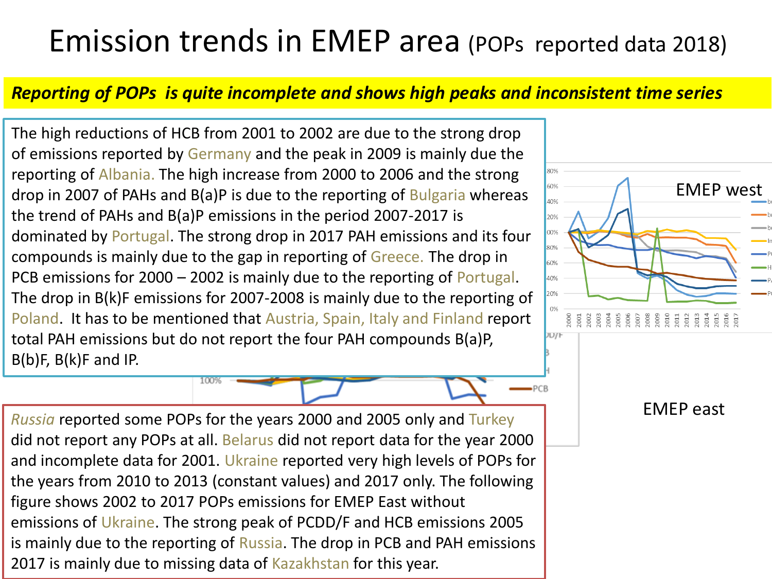# Emission trends in EMEP area (POPs reported data 2018)

***Reporting of POPs is quite incomplete and shows high peaks and inconsistent time series***

The high reductions of HCB from 2001 to 2002 are due to the strong drop of emissions reported by Germany and the peak in 2009 is mainly due the reporting of Albania. The high increase from 2000 to 2006 and the strong drop in 2007 of PAHs and B(a)P is due to the reporting of Bulgaria whereas the trend of PAHs and B(a)P emissions in the period 2007-2017 is dominated by Portugal. The strong drop in 2017 PAH emissions and its four compounds is mainly due to the gap in reporting of Greece. The drop in PCB emissions for 2000 – 2002 is mainly due to the reporting of Portugal. The drop in B(k)F emissions for 2007-2008 is mainly due to the reporting of Poland. It has to be mentioned that Austria, Spain, Italy and Finland report total PAH emissions but do not report the four PAH compounds B(a)P, B(b)F, B(k)F and IP.

EMEP west

80%
60%
40%
20%
00%
80%
60%
40%
20%
0%

2000 2001 2002 2003 2004 2005 2006 2007 2008 2009 2010 2011 2012 2013 2014 2015 2016 2017

EMEP east

100%

PCB

*Russia* reported some POPs for the years 2000 and 2005 only and Turkey did not report any POPs at all. Belarus did not report data for the year 2000 and incomplete data for 2001. Ukraine reported very high levels of POPs for the years from 2010 to 2013 (constant values) and 2017 only. The following figure shows 2002 to 2017 POPs emissions for EMEP East without emissions of Ukraine. The strong peak of PCDD/F and HCB emissions 2005 is mainly due to the reporting of Russia. The drop in PCB and PAH emissions 2017 is mainly due to missing data of Kazakhstan for this year.